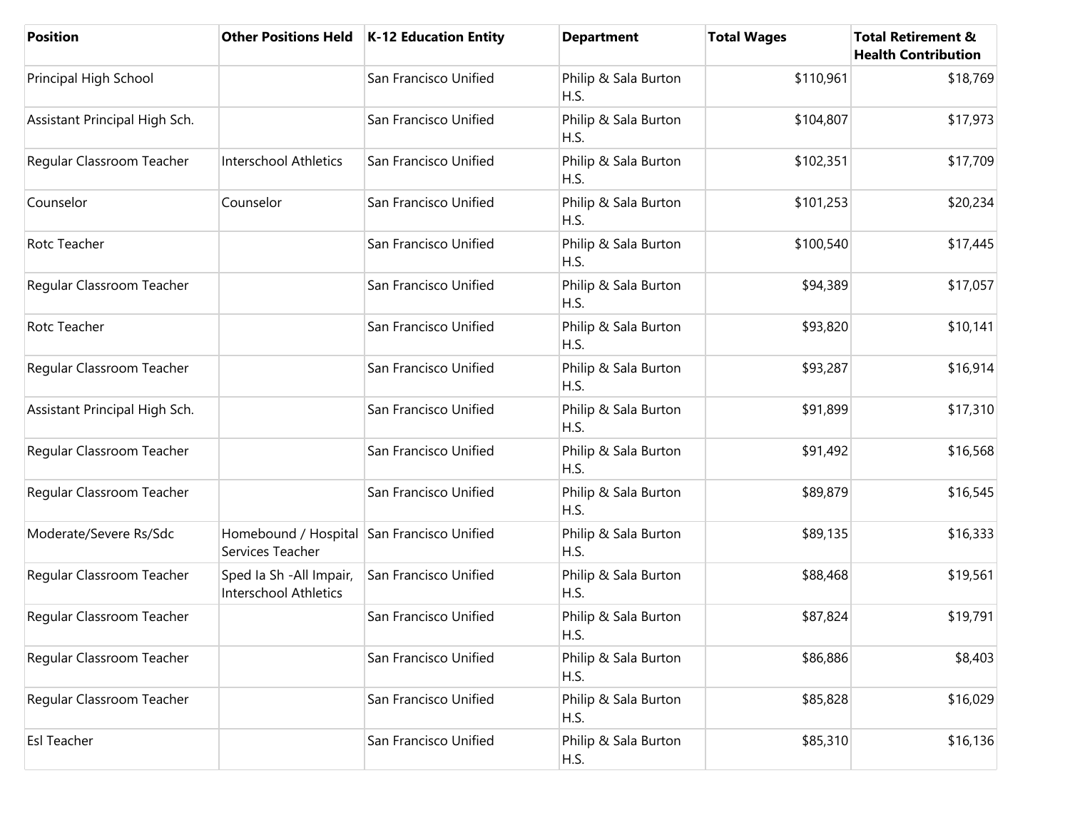| Position | Other Positions Held | K-12 Education Entity | Department | Total Wages | Total Retirement & Health Contribution |
|---|---|---|---|---|---|
| Principal High School | | San Francisco Unified | Philip & Sala Burton H.S. | $110,961 | $18,769 |
| Assistant Principal High Sch. | | San Francisco Unified | Philip & Sala Burton H.S. | $104,807 | $17,973 |
| Regular Classroom Teacher | Interschool Athletics | San Francisco Unified | Philip & Sala Burton H.S. | $102,351 | $17,709 |
| Counselor | Counselor | San Francisco Unified | Philip & Sala Burton H.S. | $101,253 | $20,234 |
| Rotc Teacher | | San Francisco Unified | Philip & Sala Burton H.S. | $100,540 | $17,445 |
| Regular Classroom Teacher | | San Francisco Unified | Philip & Sala Burton H.S. | $94,389 | $17,057 |
| Rotc Teacher | | San Francisco Unified | Philip & Sala Burton H.S. | $93,820 | $10,141 |
| Regular Classroom Teacher | | San Francisco Unified | Philip & Sala Burton H.S. | $93,287 | $16,914 |
| Assistant Principal High Sch. | | San Francisco Unified | Philip & Sala Burton H.S. | $91,899 | $17,310 |
| Regular Classroom Teacher | | San Francisco Unified | Philip & Sala Burton H.S. | $91,492 | $16,568 |
| Regular Classroom Teacher | | San Francisco Unified | Philip & Sala Burton H.S. | $89,879 | $16,545 |
| Moderate/Severe Rs/Sdc | Homebound / Hospital Services Teacher | San Francisco Unified | Philip & Sala Burton H.S. | $89,135 | $16,333 |
| Regular Classroom Teacher | Sped Ia Sh -All Impair, Interschool Athletics | San Francisco Unified | Philip & Sala Burton H.S. | $88,468 | $19,561 |
| Regular Classroom Teacher | | San Francisco Unified | Philip & Sala Burton H.S. | $87,824 | $19,791 |
| Regular Classroom Teacher | | San Francisco Unified | Philip & Sala Burton H.S. | $86,886 | $8,403 |
| Regular Classroom Teacher | | San Francisco Unified | Philip & Sala Burton H.S. | $85,828 | $16,029 |
| Esl Teacher | | San Francisco Unified | Philip & Sala Burton H.S. | $85,310 | $16,136 |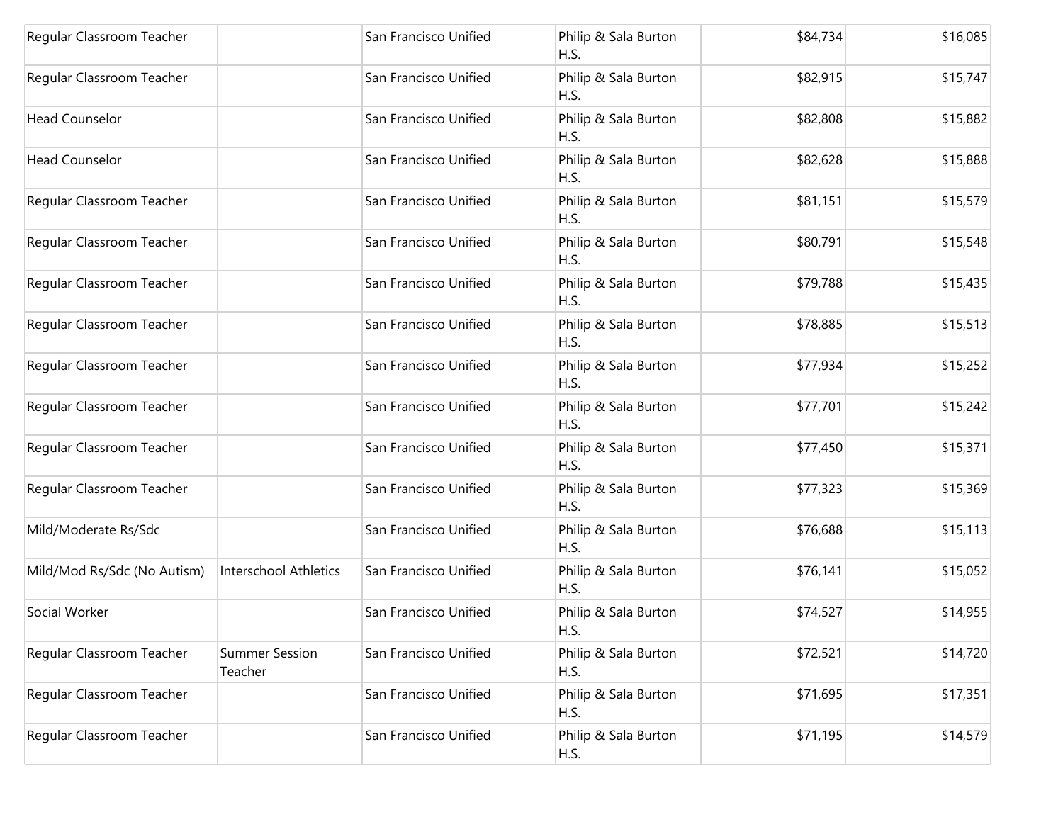| | | | | | |
|---|---|---|---|---|---|
| Regular Classroom Teacher | | San Francisco Unified | Philip & Sala Burton H.S. | $84,734 | $16,085 |
| Regular Classroom Teacher | | San Francisco Unified | Philip & Sala Burton H.S. | $82,915 | $15,747 |
| Head Counselor | | San Francisco Unified | Philip & Sala Burton H.S. | $82,808 | $15,882 |
| Head Counselor | | San Francisco Unified | Philip & Sala Burton H.S. | $82,628 | $15,888 |
| Regular Classroom Teacher | | San Francisco Unified | Philip & Sala Burton H.S. | $81,151 | $15,579 |
| Regular Classroom Teacher | | San Francisco Unified | Philip & Sala Burton H.S. | $80,791 | $15,548 |
| Regular Classroom Teacher | | San Francisco Unified | Philip & Sala Burton H.S. | $79,788 | $15,435 |
| Regular Classroom Teacher | | San Francisco Unified | Philip & Sala Burton H.S. | $78,885 | $15,513 |
| Regular Classroom Teacher | | San Francisco Unified | Philip & Sala Burton H.S. | $77,934 | $15,252 |
| Regular Classroom Teacher | | San Francisco Unified | Philip & Sala Burton H.S. | $77,701 | $15,242 |
| Regular Classroom Teacher | | San Francisco Unified | Philip & Sala Burton H.S. | $77,450 | $15,371 |
| Regular Classroom Teacher | | San Francisco Unified | Philip & Sala Burton H.S. | $77,323 | $15,369 |
| Mild/Moderate Rs/Sdc | | San Francisco Unified | Philip & Sala Burton H.S. | $76,688 | $15,113 |
| Mild/Mod Rs/Sdc (No Autism) | Interschool Athletics | San Francisco Unified | Philip & Sala Burton H.S. | $76,141 | $15,052 |
| Social Worker | | San Francisco Unified | Philip & Sala Burton H.S. | $74,527 | $14,955 |
| Regular Classroom Teacher | Summer Session Teacher | San Francisco Unified | Philip & Sala Burton H.S. | $72,521 | $14,720 |
| Regular Classroom Teacher | | San Francisco Unified | Philip & Sala Burton H.S. | $71,695 | $17,351 |
| Regular Classroom Teacher | | San Francisco Unified | Philip & Sala Burton H.S. | $71,195 | $14,579 |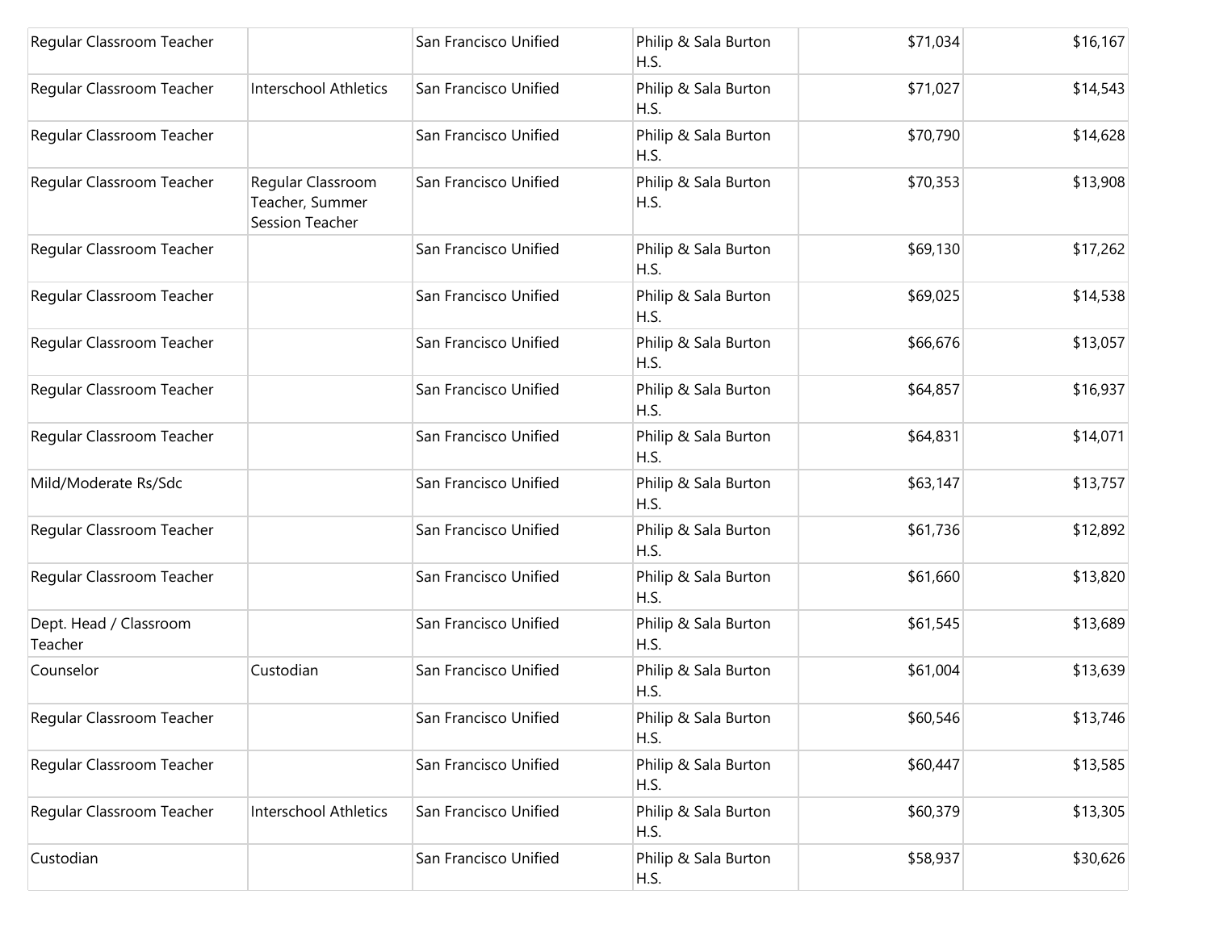| | | | | | |
|---|---|---|---|---|---|
| Regular Classroom Teacher | | San Francisco Unified | Philip & Sala Burton H.S. | $71,034 | $16,167 |
| Regular Classroom Teacher | Interschool Athletics | San Francisco Unified | Philip & Sala Burton H.S. | $71,027 | $14,543 |
| Regular Classroom Teacher | | San Francisco Unified | Philip & Sala Burton H.S. | $70,790 | $14,628 |
| Regular Classroom Teacher | Regular Classroom Teacher, Summer Session Teacher | San Francisco Unified | Philip & Sala Burton H.S. | $70,353 | $13,908 |
| Regular Classroom Teacher | | San Francisco Unified | Philip & Sala Burton H.S. | $69,130 | $17,262 |
| Regular Classroom Teacher | | San Francisco Unified | Philip & Sala Burton H.S. | $69,025 | $14,538 |
| Regular Classroom Teacher | | San Francisco Unified | Philip & Sala Burton H.S. | $66,676 | $13,057 |
| Regular Classroom Teacher | | San Francisco Unified | Philip & Sala Burton H.S. | $64,857 | $16,937 |
| Regular Classroom Teacher | | San Francisco Unified | Philip & Sala Burton H.S. | $64,831 | $14,071 |
| Mild/Moderate Rs/Sdc | | San Francisco Unified | Philip & Sala Burton H.S. | $63,147 | $13,757 |
| Regular Classroom Teacher | | San Francisco Unified | Philip & Sala Burton H.S. | $61,736 | $12,892 |
| Regular Classroom Teacher | | San Francisco Unified | Philip & Sala Burton H.S. | $61,660 | $13,820 |
| Dept. Head / Classroom Teacher | | San Francisco Unified | Philip & Sala Burton H.S. | $61,545 | $13,689 |
| Counselor | Custodian | San Francisco Unified | Philip & Sala Burton H.S. | $61,004 | $13,639 |
| Regular Classroom Teacher | | San Francisco Unified | Philip & Sala Burton H.S. | $60,546 | $13,746 |
| Regular Classroom Teacher | | San Francisco Unified | Philip & Sala Burton H.S. | $60,447 | $13,585 |
| Regular Classroom Teacher | Interschool Athletics | San Francisco Unified | Philip & Sala Burton H.S. | $60,379 | $13,305 |
| Custodian | | San Francisco Unified | Philip & Sala Burton H.S. | $58,937 | $30,626 |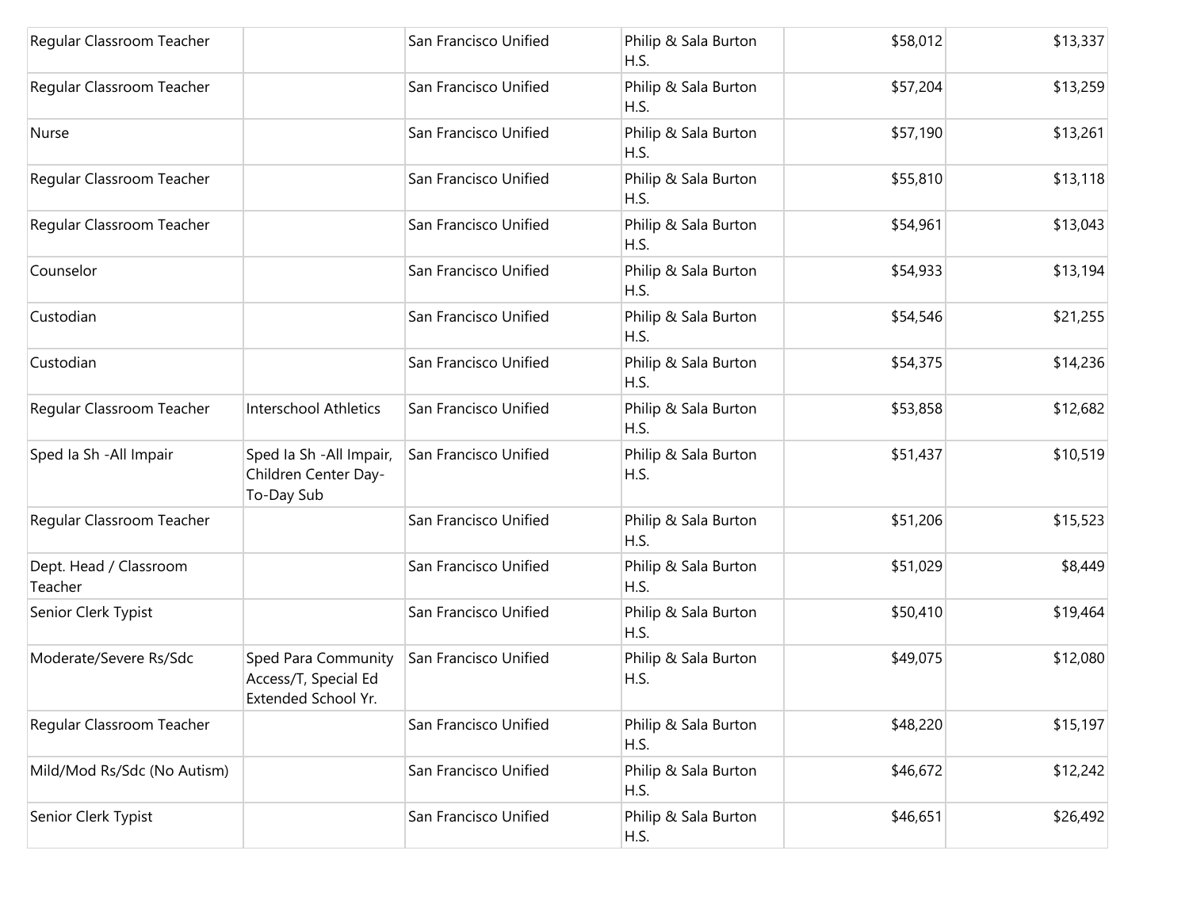| | | | | | |
|---|---|---|---|---|---|
| Regular Classroom Teacher | | San Francisco Unified | Philip & Sala Burton H.S. | $58,012 | $13,337 |
| Regular Classroom Teacher | | San Francisco Unified | Philip & Sala Burton H.S. | $57,204 | $13,259 |
| Nurse | | San Francisco Unified | Philip & Sala Burton H.S. | $57,190 | $13,261 |
| Regular Classroom Teacher | | San Francisco Unified | Philip & Sala Burton H.S. | $55,810 | $13,118 |
| Regular Classroom Teacher | | San Francisco Unified | Philip & Sala Burton H.S. | $54,961 | $13,043 |
| Counselor | | San Francisco Unified | Philip & Sala Burton H.S. | $54,933 | $13,194 |
| Custodian | | San Francisco Unified | Philip & Sala Burton H.S. | $54,546 | $21,255 |
| Custodian | | San Francisco Unified | Philip & Sala Burton H.S. | $54,375 | $14,236 |
| Regular Classroom Teacher | Interschool Athletics | San Francisco Unified | Philip & Sala Burton H.S. | $53,858 | $12,682 |
| Sped Ia Sh -All Impair | Sped Ia Sh -All Impair, Children Center Day-To-Day Sub | San Francisco Unified | Philip & Sala Burton H.S. | $51,437 | $10,519 |
| Regular Classroom Teacher | | San Francisco Unified | Philip & Sala Burton H.S. | $51,206 | $15,523 |
| Dept. Head / Classroom Teacher | | San Francisco Unified | Philip & Sala Burton H.S. | $51,029 | $8,449 |
| Senior Clerk Typist | | San Francisco Unified | Philip & Sala Burton H.S. | $50,410 | $19,464 |
| Moderate/Severe Rs/Sdc | Sped Para Community Access/T, Special Ed Extended School Yr. | San Francisco Unified | Philip & Sala Burton H.S. | $49,075 | $12,080 |
| Regular Classroom Teacher | | San Francisco Unified | Philip & Sala Burton H.S. | $48,220 | $15,197 |
| Mild/Mod Rs/Sdc (No Autism) | | San Francisco Unified | Philip & Sala Burton H.S. | $46,672 | $12,242 |
| Senior Clerk Typist | | San Francisco Unified | Philip & Sala Burton H.S. | $46,651 | $26,492 |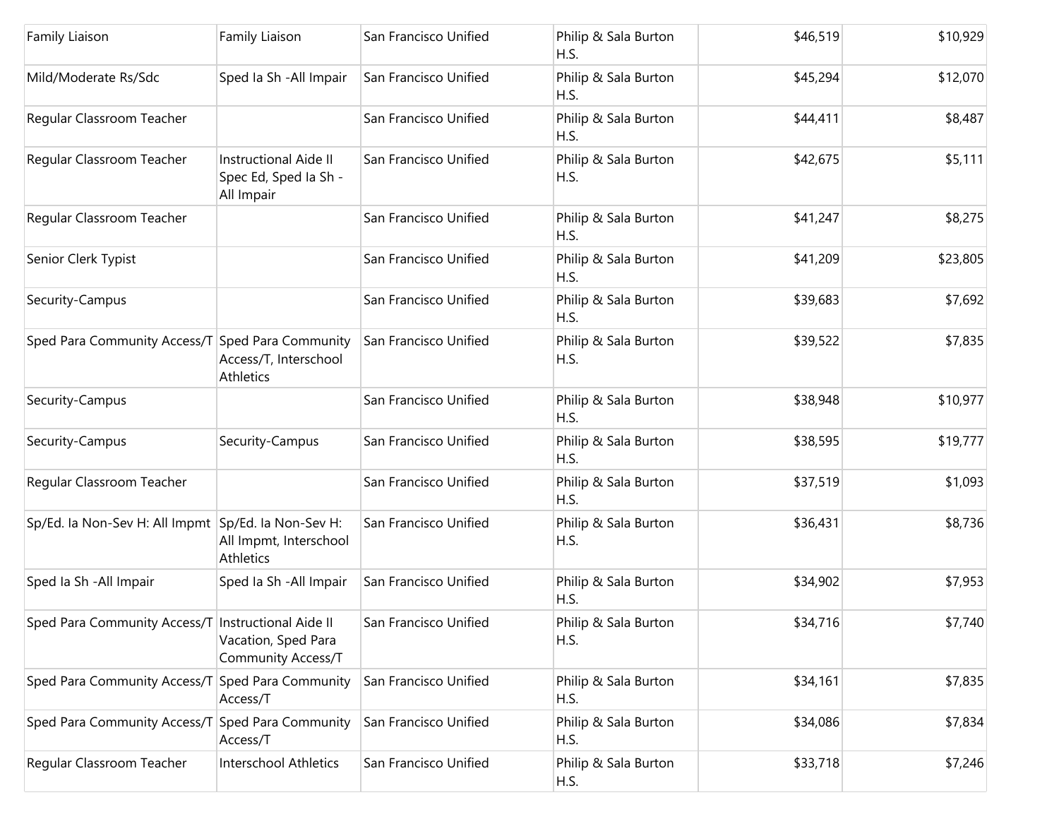| | | | | | |
|---|---|---|---|---|---|
| Family Liaison | Family Liaison | San Francisco Unified | Philip & Sala Burton H.S. | $46,519 | $10,929 |
| Mild/Moderate Rs/Sdc | Sped Ia Sh -All Impair | San Francisco Unified | Philip & Sala Burton H.S. | $45,294 | $12,070 |
| Regular Classroom Teacher | | San Francisco Unified | Philip & Sala Burton H.S. | $44,411 | $8,487 |
| Regular Classroom Teacher | Instructional Aide II Spec Ed, Sped Ia Sh -All Impair | San Francisco Unified | Philip & Sala Burton H.S. | $42,675 | $5,111 |
| Regular Classroom Teacher | | San Francisco Unified | Philip & Sala Burton H.S. | $41,247 | $8,275 |
| Senior Clerk Typist | | San Francisco Unified | Philip & Sala Burton H.S. | $41,209 | $23,805 |
| Security-Campus | | San Francisco Unified | Philip & Sala Burton H.S. | $39,683 | $7,692 |
| Sped Para Community Access/T | Sped Para Community Access/T, Interschool Athletics | San Francisco Unified | Philip & Sala Burton H.S. | $39,522 | $7,835 |
| Security-Campus | | San Francisco Unified | Philip & Sala Burton H.S. | $38,948 | $10,977 |
| Security-Campus | Security-Campus | San Francisco Unified | Philip & Sala Burton H.S. | $38,595 | $19,777 |
| Regular Classroom Teacher | | San Francisco Unified | Philip & Sala Burton H.S. | $37,519 | $1,093 |
| Sp/Ed. Ia Non-Sev H: All Impmt | Sp/Ed. Ia Non-Sev H: All Impmt, Interschool Athletics | San Francisco Unified | Philip & Sala Burton H.S. | $36,431 | $8,736 |
| Sped Ia Sh -All Impair | Sped Ia Sh -All Impair | San Francisco Unified | Philip & Sala Burton H.S. | $34,902 | $7,953 |
| Sped Para Community Access/T | Instructional Aide II Vacation, Sped Para Community Access/T | San Francisco Unified | Philip & Sala Burton H.S. | $34,716 | $7,740 |
| Sped Para Community Access/T | Sped Para Community Access/T | San Francisco Unified | Philip & Sala Burton H.S. | $34,161 | $7,835 |
| Sped Para Community Access/T | Sped Para Community Access/T | San Francisco Unified | Philip & Sala Burton H.S. | $34,086 | $7,834 |
| Regular Classroom Teacher | Interschool Athletics | San Francisco Unified | Philip & Sala Burton H.S. | $33,718 | $7,246 |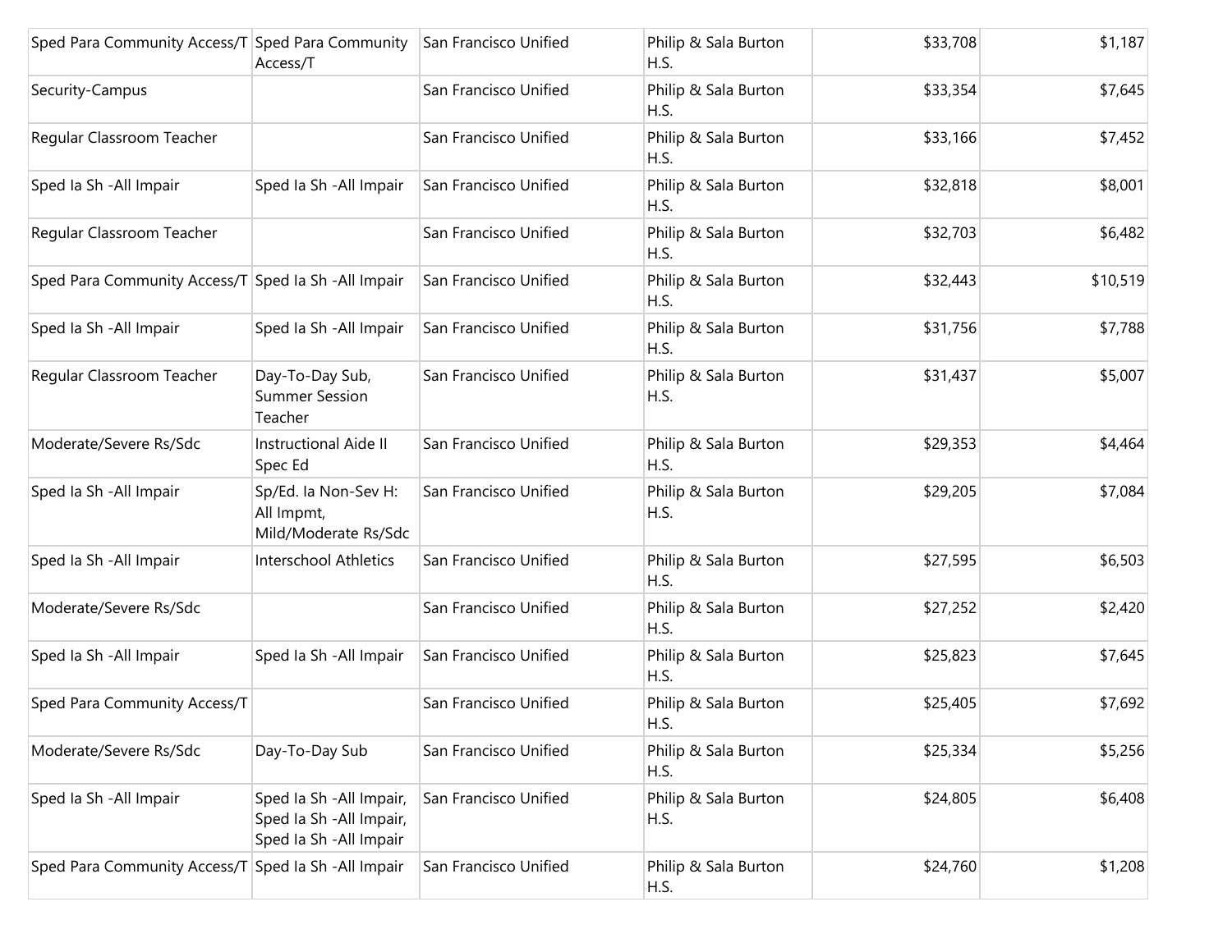| | | | | | |
|---|---|---|---|---|---|
| Sped Para Community Access/T | Sped Para Community Access/T | San Francisco Unified | Philip & Sala Burton H.S. | $33,708 | $1,187 |
| Security-Campus | | San Francisco Unified | Philip & Sala Burton H.S. | $33,354 | $7,645 |
| Regular Classroom Teacher | | San Francisco Unified | Philip & Sala Burton H.S. | $33,166 | $7,452 |
| Sped Ia Sh -All Impair | Sped Ia Sh -All Impair | San Francisco Unified | Philip & Sala Burton H.S. | $32,818 | $8,001 |
| Regular Classroom Teacher | | San Francisco Unified | Philip & Sala Burton H.S. | $32,703 | $6,482 |
| Sped Para Community Access/T | Sped Ia Sh -All Impair | San Francisco Unified | Philip & Sala Burton H.S. | $32,443 | $10,519 |
| Sped Ia Sh -All Impair | Sped Ia Sh -All Impair | San Francisco Unified | Philip & Sala Burton H.S. | $31,756 | $7,788 |
| Regular Classroom Teacher | Day-To-Day Sub, Summer Session Teacher | San Francisco Unified | Philip & Sala Burton H.S. | $31,437 | $5,007 |
| Moderate/Severe Rs/Sdc | Instructional Aide II Spec Ed | San Francisco Unified | Philip & Sala Burton H.S. | $29,353 | $4,464 |
| Sped Ia Sh -All Impair | Sp/Ed. Ia Non-Sev H: All Impmt, Mild/Moderate Rs/Sdc | San Francisco Unified | Philip & Sala Burton H.S. | $29,205 | $7,084 |
| Sped Ia Sh -All Impair | Interschool Athletics | San Francisco Unified | Philip & Sala Burton H.S. | $27,595 | $6,503 |
| Moderate/Severe Rs/Sdc | | San Francisco Unified | Philip & Sala Burton H.S. | $27,252 | $2,420 |
| Sped Ia Sh -All Impair | Sped Ia Sh -All Impair | San Francisco Unified | Philip & Sala Burton H.S. | $25,823 | $7,645 |
| Sped Para Community Access/T | | San Francisco Unified | Philip & Sala Burton H.S. | $25,405 | $7,692 |
| Moderate/Severe Rs/Sdc | Day-To-Day Sub | San Francisco Unified | Philip & Sala Burton H.S. | $25,334 | $5,256 |
| Sped Ia Sh -All Impair | Sped Ia Sh -All Impair, Sped Ia Sh -All Impair, Sped Ia Sh -All Impair | San Francisco Unified | Philip & Sala Burton H.S. | $24,805 | $6,408 |
| Sped Para Community Access/T | Sped Ia Sh -All Impair | San Francisco Unified | Philip & Sala Burton H.S. | $24,760 | $1,208 |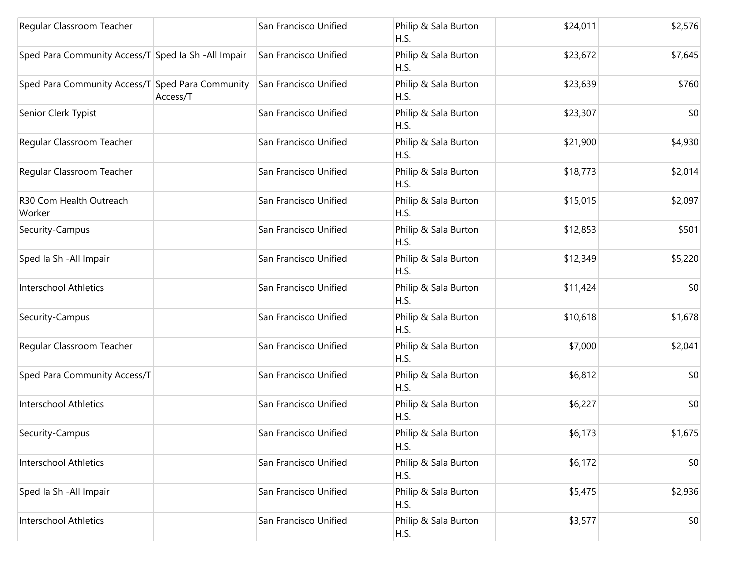| | | | | | |
|---|---|---|---|---|---|
| Regular Classroom Teacher | | San Francisco Unified | Philip & Sala Burton H.S. | $24,011 | $2,576 |
| Sped Para Community Access/T | Sped Ia Sh -All Impair | San Francisco Unified | Philip & Sala Burton H.S. | $23,672 | $7,645 |
| Sped Para Community Access/T | Sped Para Community Access/T | San Francisco Unified | Philip & Sala Burton H.S. | $23,639 | $760 |
| Senior Clerk Typist | | San Francisco Unified | Philip & Sala Burton H.S. | $23,307 | $0 |
| Regular Classroom Teacher | | San Francisco Unified | Philip & Sala Burton H.S. | $21,900 | $4,930 |
| Regular Classroom Teacher | | San Francisco Unified | Philip & Sala Burton H.S. | $18,773 | $2,014 |
| R30 Com Health Outreach Worker | | San Francisco Unified | Philip & Sala Burton H.S. | $15,015 | $2,097 |
| Security-Campus | | San Francisco Unified | Philip & Sala Burton H.S. | $12,853 | $501 |
| Sped Ia Sh -All Impair | | San Francisco Unified | Philip & Sala Burton H.S. | $12,349 | $5,220 |
| Interschool Athletics | | San Francisco Unified | Philip & Sala Burton H.S. | $11,424 | $0 |
| Security-Campus | | San Francisco Unified | Philip & Sala Burton H.S. | $10,618 | $1,678 |
| Regular Classroom Teacher | | San Francisco Unified | Philip & Sala Burton H.S. | $7,000 | $2,041 |
| Sped Para Community Access/T | | San Francisco Unified | Philip & Sala Burton H.S. | $6,812 | $0 |
| Interschool Athletics | | San Francisco Unified | Philip & Sala Burton H.S. | $6,227 | $0 |
| Security-Campus | | San Francisco Unified | Philip & Sala Burton H.S. | $6,173 | $1,675 |
| Interschool Athletics | | San Francisco Unified | Philip & Sala Burton H.S. | $6,172 | $0 |
| Sped Ia Sh -All Impair | | San Francisco Unified | Philip & Sala Burton H.S. | $5,475 | $2,936 |
| Interschool Athletics | | San Francisco Unified | Philip & Sala Burton H.S. | $3,577 | $0 |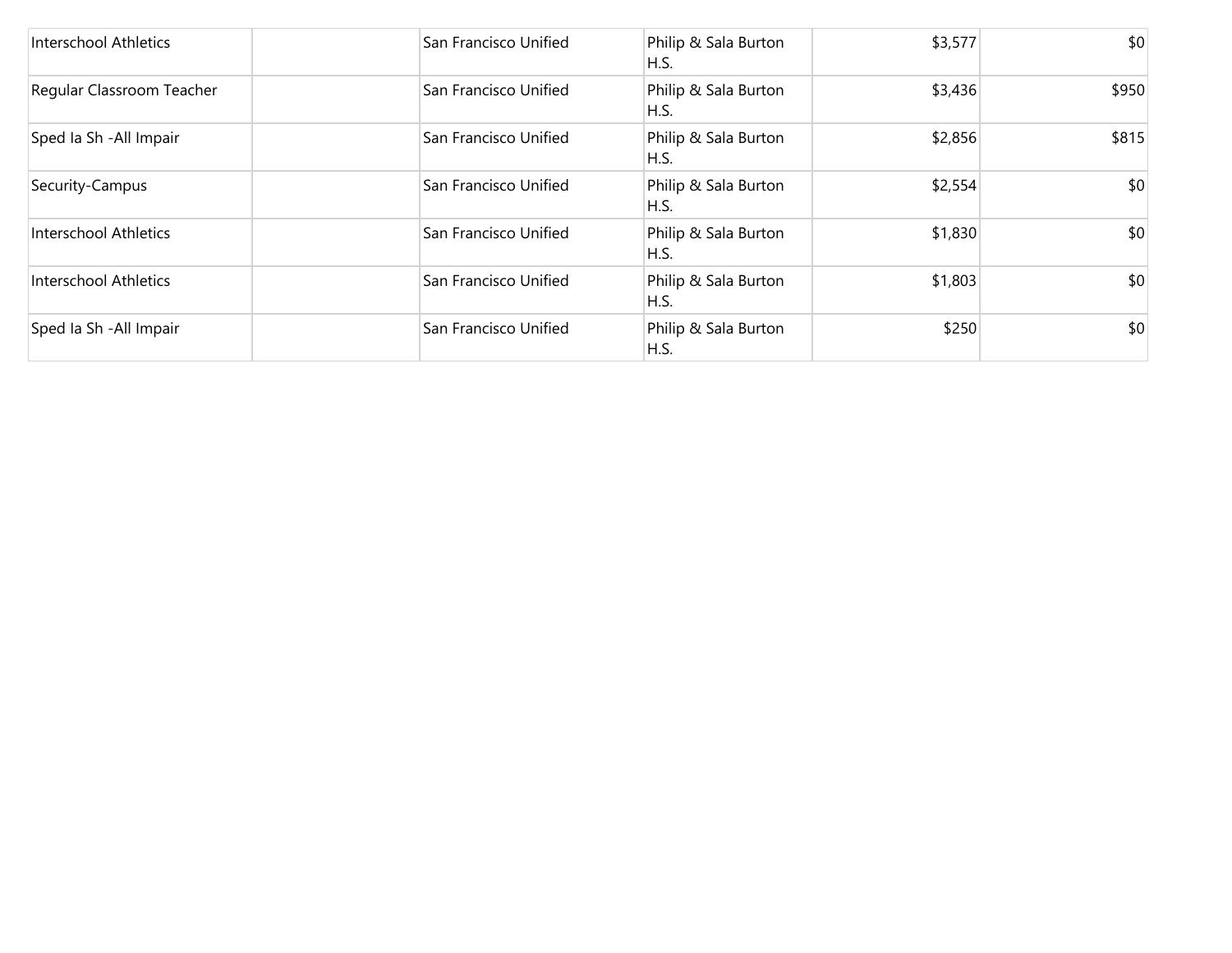| | | | | | |
|---|---|---|---|---|---|
| Interschool Athletics | | San Francisco Unified | Philip & Sala Burton H.S. | $3,577 | $0 |
| Regular Classroom Teacher | | San Francisco Unified | Philip & Sala Burton H.S. | $3,436 | $950 |
| Sped Ia Sh -All Impair | | San Francisco Unified | Philip & Sala Burton H.S. | $2,856 | $815 |
| Security-Campus | | San Francisco Unified | Philip & Sala Burton H.S. | $2,554 | $0 |
| Interschool Athletics | | San Francisco Unified | Philip & Sala Burton H.S. | $1,830 | $0 |
| Interschool Athletics | | San Francisco Unified | Philip & Sala Burton H.S. | $1,803 | $0 |
| Sped Ia Sh -All Impair | | San Francisco Unified | Philip & Sala Burton H.S. | $250 | $0 |